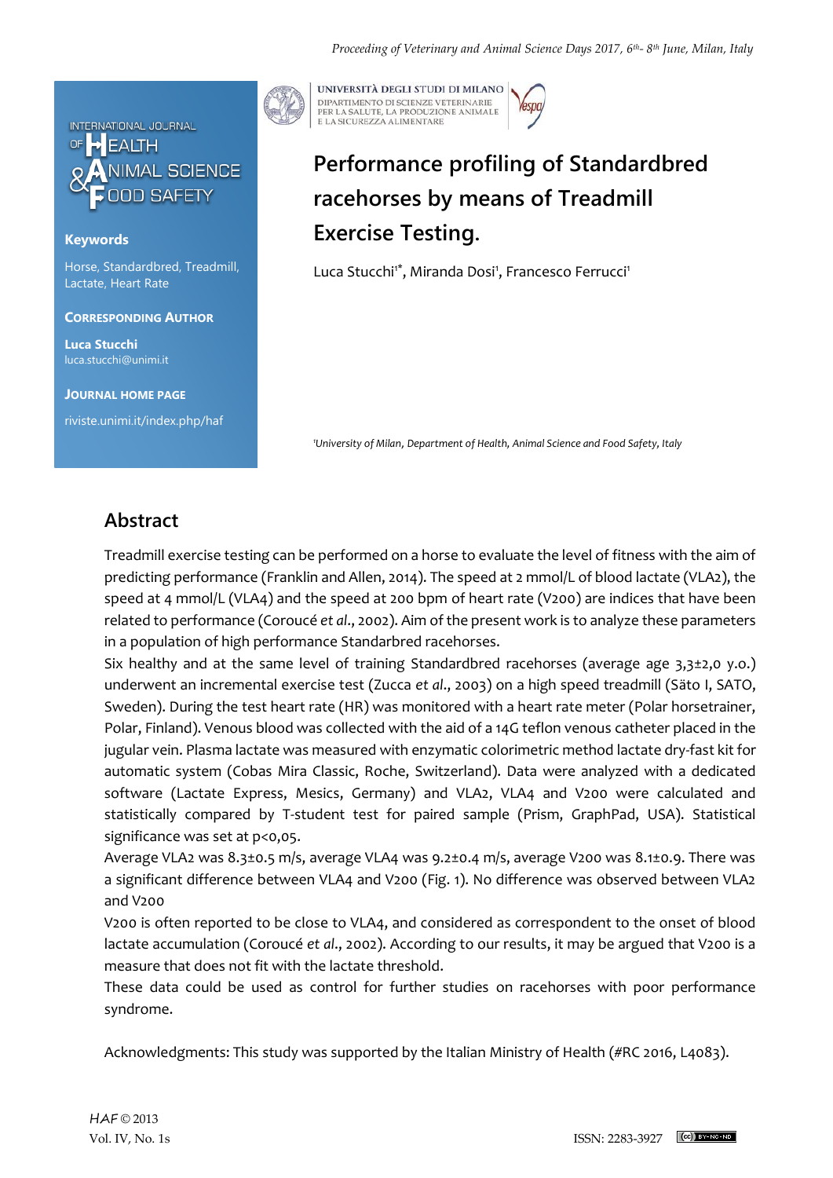# Performance profiling of Standardbred racehorses by means of Treadmill Exercise Testing.

Luca Stucchi[1*], Miranda Dosi[1], Francesco Ferrucci[1]

[1]University of Milan, Department of Health, Animal Science and Food Safety, Italy

**Keywords**

Horse, Standardbred, Treadmill, Lactate, Heart Rate

**Corresponding Author**

**Luca Stucchi**
luca.stucchi@unimi.it

**Journal Home Page**

riviste.unimi.it/index.php/haf

## Abstract

Treadmill exercise testing can be performed on a horse to evaluate the level of fitness with the aim of predicting performance (Franklin and Allen, 2014). The speed at 2 mmol/L of blood lactate (VLA2), the speed at 4 mmol/L (VLA4) and the speed at 200 bpm of heart rate (V200) are indices that have been related to performance (Corroucé *et al*., 2002). Aim of the present work is to analyze these parameters in a population of high performance Standardbred racehorses.

Six healthy and at the same level of training Standardbred racehorses (average age 3,3±2,0 y.o.) underwent an incremental exercise test (Zucca *et al*., 2003) on a high speed treadmill (Säto I, SATO, Sweden). During the test heart rate (HR) was monitored with a heart rate meter (Polar horsetrainer, Polar, Finland). Venous blood was collected with the aid of a 14G teflon venous catheter placed in the jugular vein. Plasma lactate was measured with enzymatic colorimetric method lactate dry-fast kit for automatic system (Cobas Mira Classic, Roche, Switzerland). Data were analyzed with a dedicated software (Lactate Express, Mesics, Germany) and VLA2, VLA4 and V200 were calculated and statistically compared by T-student test for paired sample (Prism, GraphPad, USA). Statistical significance was set at $p<0,05$.

Average VLA2 was 8.3±0.5 m/s, average VLA4 was 9.2±0.4 m/s, average V200 was 8.1±0.9. There was a significant difference between VLA4 and V200 (Fig. 1). No difference was observed between VLA2 and V200

V200 is often reported to be close to VLA4, and considered as correspondent to the onset of blood lactate accumulation (Corroucé *et al*., 2002). According to our results, it may be argued that V200 is a measure that does not fit with the lactate threshold.

These data could be used as control for further studies on racehorses with poor performance syndrome.

Acknowledgments: This study was supported by the Italian Ministry of Health (#RC 2016, L4083).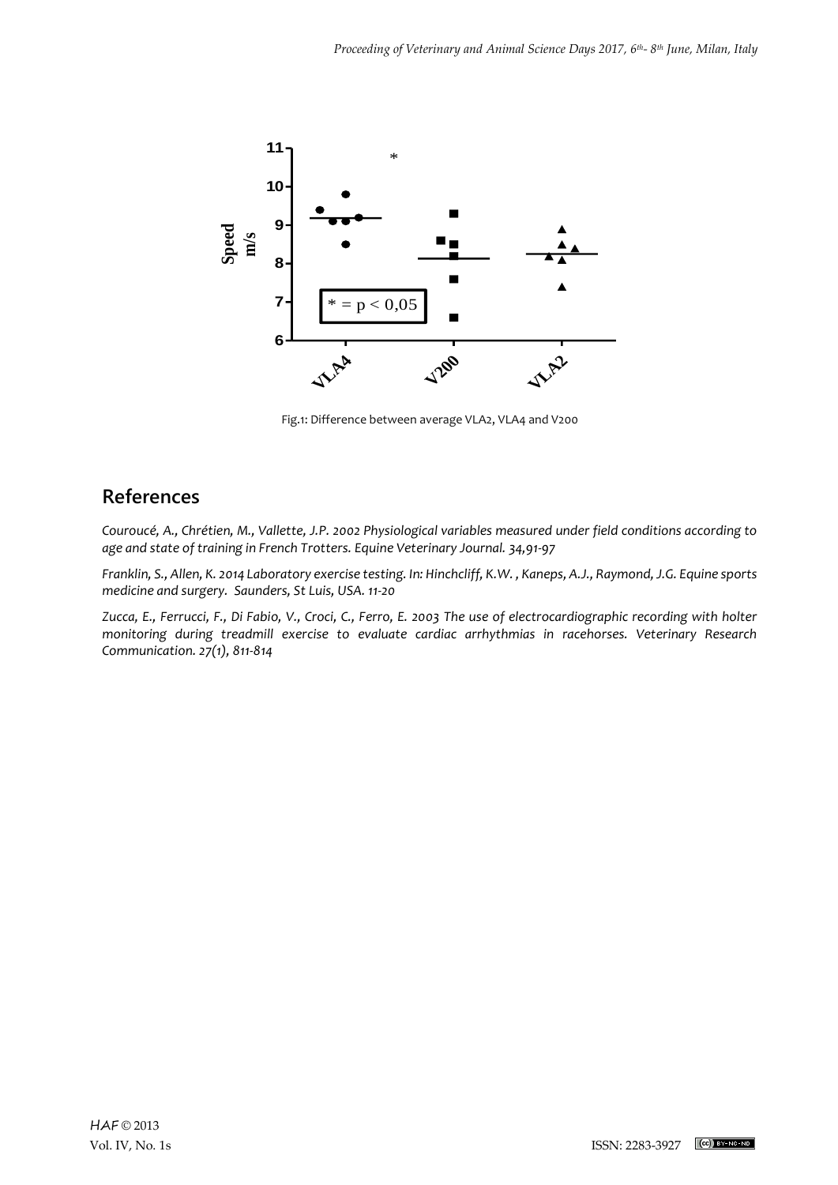11
10
9
8
7
6

Speed m/s

*

* = p < 0,05

VLA4
V200
VLA2

Fig.1: Difference between average VLA2, VLA4 and V200

## References

*Couroucé, A., Chrétien, M., Vallette, J.P. 2002 Physiological variables measured under field conditions according to age and state of training in French Trotters. Equine Veterinary Journal. 34,91-97*

*Franklin, S., Allen, K. 2014 Laboratory exercise testing. In: Hinchcliff, K.W. , Kaneps, A.J., Raymond, J.G. Equine sports medicine and surgery. Saunders, St Luis, USA. 11-20*

*Zucca, E., Ferrucci, F., Di Fabio, V., Croci, C., Ferro, E. 2003 The use of electrocardiographic recording with holter monitoring during treadmill exercise to evaluate cardiac arrhythmias in racehorses. Veterinary Research Communication. 27(1), 811-814*